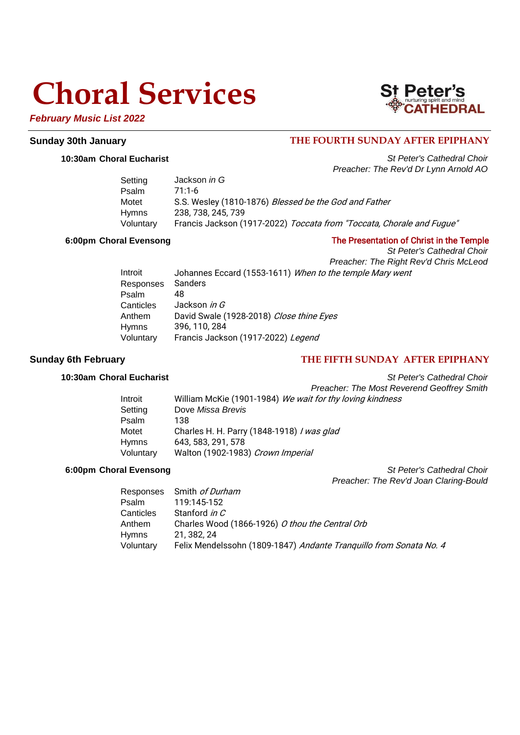# Choral Services

***February Music List 2022***

St Peter's CATHEDRAL
nurturing spirit and mind

## Sunday 30th January

**THE FOURTH SUNDAY AFTER EPIPHANY**

### 10:30am Choral Eucharist

*St Peter's Cathedral Choir*
*Preacher: The Rev'd Dr Lynn Arnold AO*

| | |
|---|---|
| Setting | Jackson *in G* |
| Psalm | 71:1-6 |
| Motet | S.S. Wesley (1810-1876) *Blessed be the God and Father* |
| Hymns | 238, 738, 245, 739 |
| Voluntary | Francis Jackson (1917-2022) *Toccata from "Toccata, Chorale and Fugue"* |

### 6:00pm Choral Evensong

The Presentation of Christ in the Temple
*St Peter's Cathedral Choir*
*Preacher: The Right Rev'd Chris McLeod*

| | |
|---|---|
| Introit | Johannes Eccard (1553-1611) *When to the temple Mary went* |
| Responses | Sanders |
| Psalm | 48 |
| Canticles | Jackson *in G* |
| Anthem | David Swale (1928-2018) *Close thine Eyes* |
| Hymns | 396, 110, 284 |
| Voluntary | Francis Jackson (1917-2022) *Legend* |

## Sunday 6th February

**THE FIFTH SUNDAY AFTER EPIPHANY**

### 10:30am Choral Eucharist

*St Peter's Cathedral Choir*
*Preacher: The Most Reverend Geoffrey Smith*

| | |
|---|---|
| Introit | William McKie (1901-1984) *We wait for thy loving kindness* |
| Setting | Dove *Missa Brevis* |
| Psalm | 138 |
| Motet | Charles H. H. Parry (1848-1918) *I was glad* |
| Hymns | 643, 583, 291, 578 |
| Voluntary | Walton (1902-1983) *Crown Imperial* |

### 6:00pm Choral Evensong

*St Peter's Cathedral Choir*
*Preacher: The Rev'd Joan Claring-Bould*

| | |
|---|---|
| Responses | Smith *of Durham* |
| Psalm | 119:145-152 |
| Canticles | Stanford *in C* |
| Anthem | Charles Wood (1866-1926) *O thou the Central Orb* |
| Hymns | 21, 382, 24 |
| Voluntary | Felix Mendelssohn (1809-1847) *Andante Tranquillo from Sonata No. 4* |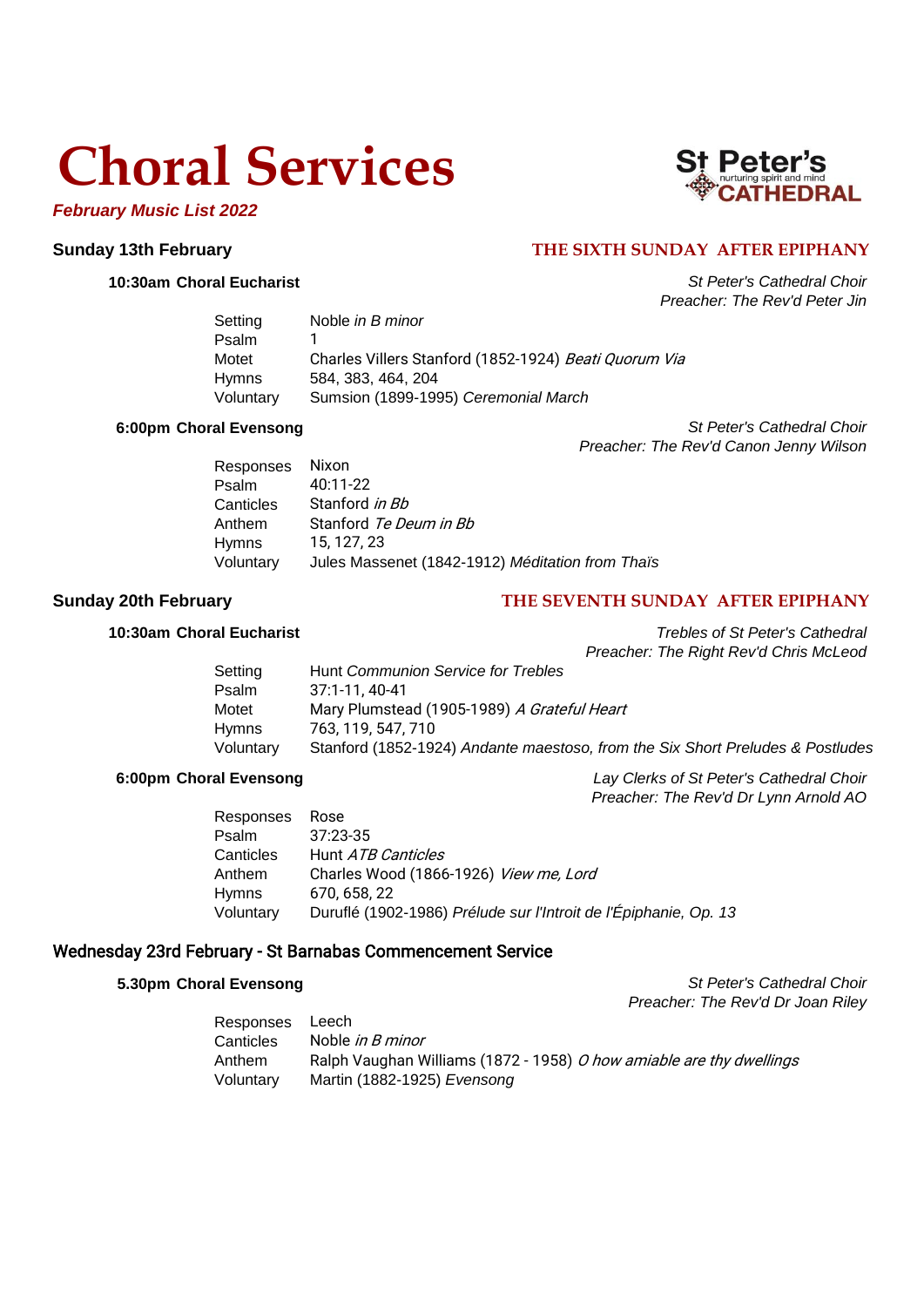# Choral Services

***February Music List 2022***

St Peter's
nurturing spirit and mind
CATHEDRAL

## Sunday 13th February

**THE SIXTH SUNDAY AFTER EPIPHANY**

### 10:30am Choral Eucharist

*St Peter's Cathedral Choir*
*Preacher: The Rev'd Peter Jin*

| | |
|---|---|
| Setting | Noble *in B minor* |
| Psalm | 1 |
| Motet | Charles Villers Stanford (1852-1924) *Beati Quorum Via* |
| Hymns | 584, 383, 464, 204 |
| Voluntary | Sumsion (1899-1995) *Ceremonial March* |

### 6:00pm Choral Evensong

*St Peter's Cathedral Choir*
*Preacher: The Rev'd Canon Jenny Wilson*

| | |
|---|---|
| Responses | Nixon |
| Psalm | 40:11-22 |
| Canticles | Stanford *in Bb* |
| Anthem | Stanford *Te Deum in Bb* |
| Hymns | 15, 127, 23 |
| Voluntary | Jules Massenet (1842-1912) *Méditation from Thaïs* |

## Sunday 20th February

**THE SEVENTH SUNDAY AFTER EPIPHANY**

### 10:30am Choral Eucharist

*Trebles of St Peter's Cathedral*
*Preacher: The Right Rev'd Chris McLeod*

| | |
|---|---|
| Setting | Hunt *Communion Service for Trebles* |
| Psalm | 37:1-11, 40-41 |
| Motet | Mary Plumstead (1905-1989) *A Grateful Heart* |
| Hymns | 763, 119, 547, 710 |
| Voluntary | Stanford (1852-1924) *Andante maestoso, from the Six Short Preludes & Postludes* |

### 6:00pm Choral Evensong

*Lay Clerks of St Peter's Cathedral Choir*
*Preacher: The Rev'd Dr Lynn Arnold AO*

| | |
|---|---|
| Responses | Rose |
| Psalm | 37:23-35 |
| Canticles | Hunt *ATB Canticles* |
| Anthem | Charles Wood (1866-1926) *View me, Lord* |
| Hymns | 670, 658, 22 |
| Voluntary | Duruflé (1902-1986) *Prélude sur l'Introit de l'Épiphanie, Op. 13* |

## Wednesday 23rd February - St Barnabas Commencement Service

### 5.30pm Choral Evensong

*St Peter's Cathedral Choir*
*Preacher: The Rev'd Dr Joan Riley*

| | |
|---|---|
| Responses | Leech |
| Canticles | Noble *in B minor* |
| Anthem | Ralph Vaughan Williams (1872 - 1958) *O how amiable are thy dwellings* |
| Voluntary | Martin (1882-1925) *Evensong* |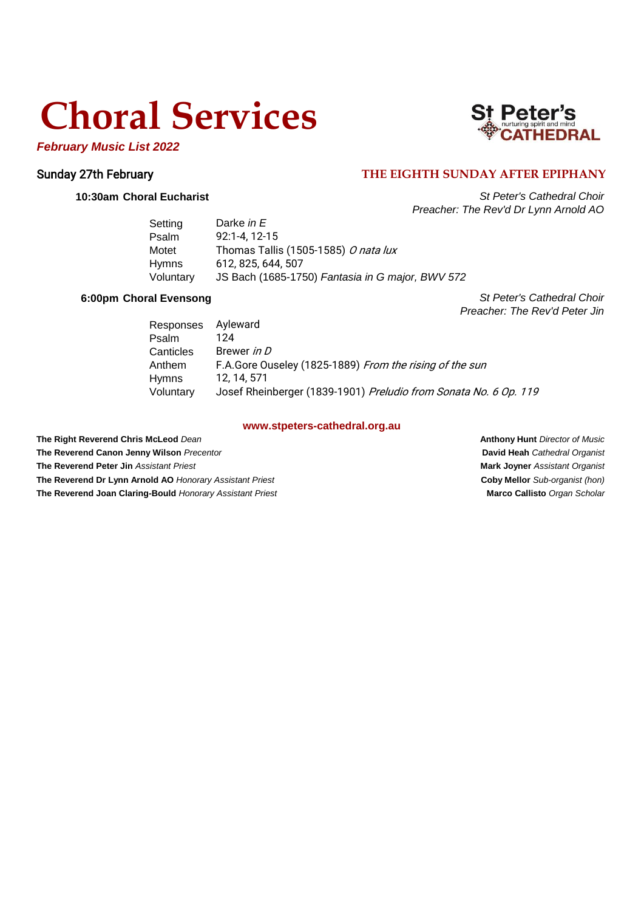# Choral Services

***February Music List 2022***

St Peter's
nurturing spirit and mind
CATHEDRAL

## Sunday 27th February

**THE EIGHTH SUNDAY AFTER EPIPHANY**

### 10:30am Choral Eucharist

*St Peter's Cathedral Choir*
*Preacher: The Rev'd Dr Lynn Arnold AO*

| | |
|---|---|
| Setting | Darke *in E* |
| Psalm | 92:1-4, 12-15 |
| Motet | Thomas Tallis (1505-1585) *O nata lux* |
| Hymns | 612, 825, 644, 507 |
| Voluntary | JS Bach (1685-1750) *Fantasia in G major, BWV 572* |

### 6:00pm Choral Evensong

*St Peter's Cathedral Choir*
*Preacher: The Rev'd Peter Jin*

| | |
|---|---|
| Responses | Ayleward |
| Psalm | 124 |
| Canticles | Brewer *in D* |
| Anthem | F.A.Gore Ouseley (1825-1889) *From the rising of the sun* |
| Hymns | 12, 14, 571 |
| Voluntary | Josef Rheinberger (1839-1901) *Preludio from Sonata No. 6 Op. 119* |

**www.stpeters-cathedral.org.au**

**The Right Reverend Chris McLeod** *Dean*
**The Reverend Canon Jenny Wilson** *Precentor*
**The Reverend Peter Jin** *Assistant Priest*
**The Reverend Dr Lynn Arnold AO** *Honorary Assistant Priest*
**The Reverend Joan Claring-Bould** *Honorary Assistant Priest*

**Anthony Hunt** *Director of Music*
**David Heah** *Cathedral Organist*
**Mark Joyner** *Assistant Organist*
**Coby Mellor** *Sub-organist (hon)*
**Marco Callisto** *Organ Scholar*